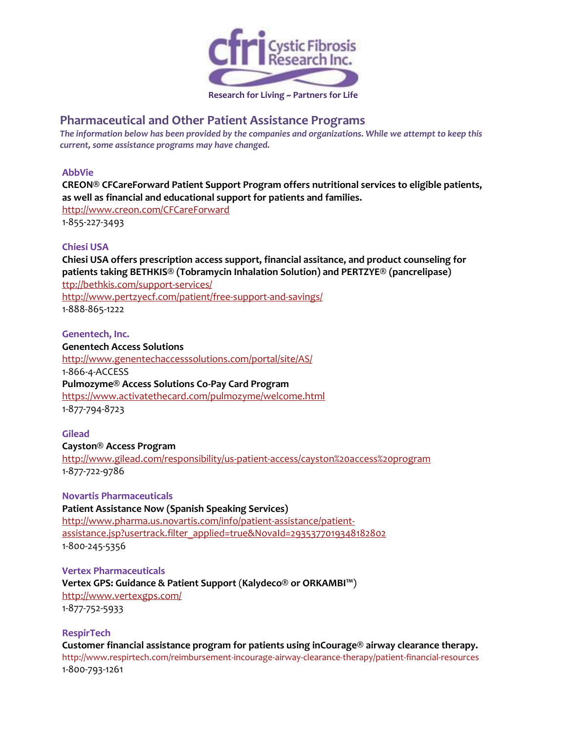cfri Cystic Fibrosis Research Inc.

Research for Living ~ Partners for Life

## Pharmaceutical and Other Patient Assistance Programs

*The information below has been provided by the companies and organizations. While we attempt to keep this current, some assistance programs may have changed.*

### AbbVie

**CREON® CFCareForward Patient Support Program offers nutritional services to eligible patients, as well as financial and educational support for patients and families.**

http://www.creon.com/CFCareForward

1-855-227-3493

### Chiesi USA

**Chiesi USA offers prescription access support, financial assitance, and product counseling for patients taking BETHKIS® (Tobramycin Inhalation Solution) and PERTZYE® (pancrelipase)**

ttp://bethkis.com/support-services/

http://www.pertzyecf.com/patient/free-support-and-savings/

1-888-865-1222

### Genentech, Inc.

**Genentech Access Solutions**

http://www.genentechaccesssolutions.com/portal/site/AS/

1-866-4-ACCESS

**Pulmozyme® Access Solutions Co-Pay Card Program**

https://www.activatethecard.com/pulmozyme/welcome.html

1-877-794-8723

### Gilead

**Cayston® Access Program**

http://www.gilead.com/responsibility/us-patient-access/cayston%20access%20program

1-877-722-9786

### Novartis Pharmaceuticals

**Patient Assistance Now (Spanish Speaking Services)**

http://www.pharma.us.novartis.com/info/patient-assistance/patient-assistance.jsp?usertrack.filter_applied=true&NovaId=2935377019348182802

1-800-245-5356

### Vertex Pharmaceuticals

**Vertex GPS: Guidance & Patient Support** (**Kalydeco® or ORKAMBI™**)

http://www.vertexgps.com/

1-877-752-5933

### RespirTech

**Customer financial assistance program for patients using inCourage® airway clearance therapy.**

http://www.respirtech.com/reimbursement-incourage-airway-clearance-therapy/patient-financial-resources

1-800-793-1261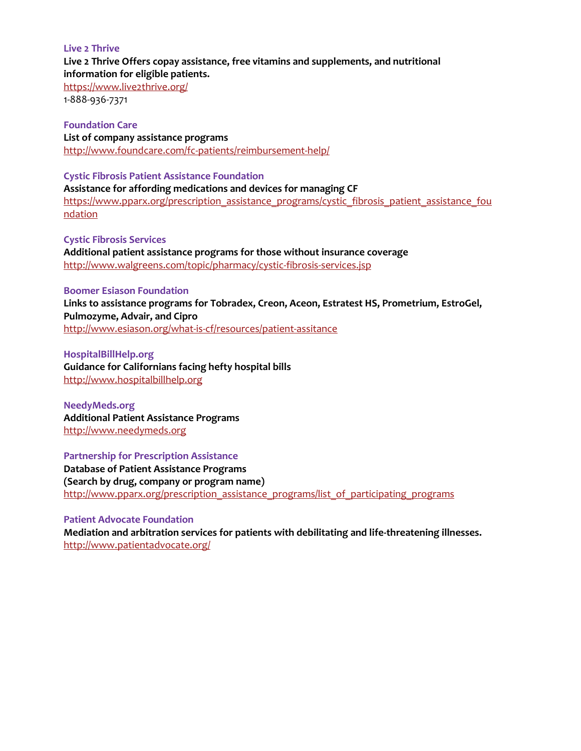### Live 2 Thrive

**Live 2 Thrive Offers copay assistance, free vitamins and supplements, and nutritional information for eligible patients.**

https://www.live2thrive.org/

1-888-936-7371

### Foundation Care

**List of company assistance programs**

http://www.foundcare.com/fc-patients/reimbursement-help/

### Cystic Fibrosis Patient Assistance Foundation

**Assistance for affording medications and devices for managing CF**

https://www.pparx.org/prescription_assistance_programs/cystic_fibrosis_patient_assistance_foundation

### Cystic Fibrosis Services

**Additional patient assistance programs for those without insurance coverage**

http://www.walgreens.com/topic/pharmacy/cystic-fibrosis-services.jsp

### Boomer Esiason Foundation

**Links to assistance programs for Tobradex, Creon, Aceon, Estratest HS, Prometrium, EstroGel, Pulmozyme, Advair, and Cipro**

http://www.esiason.org/what-is-cf/resources/patient-assitance

### HospitalBillHelp.org

**Guidance for Californians facing hefty hospital bills**

http://www.hospitalbillhelp.org

### NeedyMeds.org

**Additional Patient Assistance Programs**

http://www.needymeds.org

### Partnership for Prescription Assistance

**Database of Patient Assistance Programs**
**(Search by drug, company or program name)**

http://www.pparx.org/prescription_assistance_programs/list_of_participating_programs

### Patient Advocate Foundation

**Mediation and arbitration services for patients with debilitating and life-threatening illnesses.**

http://www.patientadvocate.org/